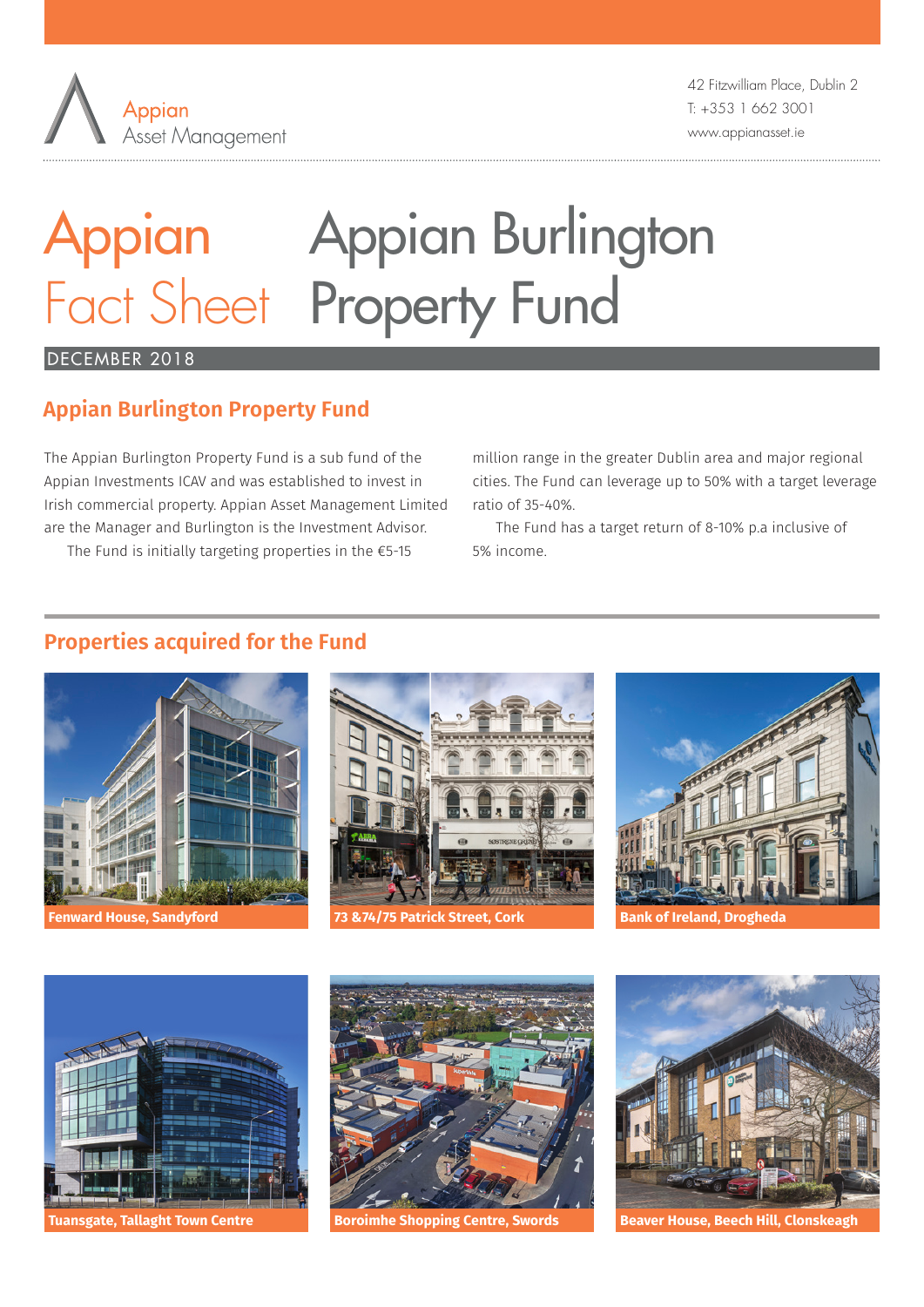Appian Asset Management

42 Fitzwilliam Place, Dublin 2
T: +353 1 662 3001
www.appianasset.ie

# Appian Fact Sheet – Appian Burlington Property Fund

DECEMBER 2018

## Appian Burlington Property Fund

The Appian Burlington Property Fund is a sub fund of the Appian Investments ICAV and was established to invest in Irish commercial property. Appian Asset Management Limited are the Manager and Burlington is the Investment Advisor.

The Fund is initially targeting properties in the €5-15 million range in the greater Dublin area and major regional cities. The Fund can leverage up to 50% with a target leverage ratio of 35-40%.

The Fund has a target return of 8-10% p.a inclusive of 5% income.

## Properties acquired for the Fund

Fenward House, Sandyford

73 &74/75 Patrick Street, Cork

Bank of Ireland, Drogheda

Tuansgate, Tallaght Town Centre

Boroimhe Shopping Centre, Swords

Beaver House, Beech Hill, Clonskeagh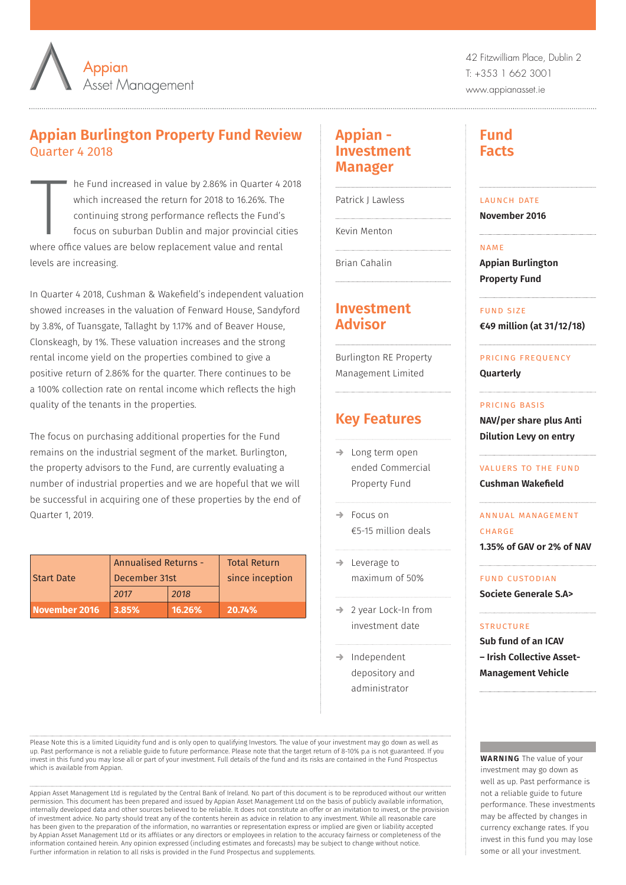Appian Asset Management

42 Fitzwilliam Place, Dublin 2
T: +353 1 662 3001
www.appianasset.ie

# Appian Burlington Property Fund Review
## Quarter 4 2018

The Fund increased in value by 2.86% in Quarter 4 2018 which increased the return for 2018 to 16.26%. The continuing strong performance reflects the Fund's focus on suburban Dublin and major provincial cities where office values are below replacement value and rental levels are increasing.

In Quarter 4 2018, Cushman & Wakefield's independent valuation showed increases in the valuation of Fenward House, Sandyford by 3.8%, of Tuansgate, Tallaght by 1.17% and of Beaver House, Clonskeagh, by 1%. These valuation increases and the strong rental income yield on the properties combined to give a positive return of 2.86% for the quarter. There continues to be a 100% collection rate on rental income which reflects the high quality of the tenants in the properties.

The focus on purchasing additional properties for the Fund remains on the industrial segment of the market. Burlington, the property advisors to the Fund, are currently evaluating a number of industrial properties and we are hopeful that we will be successful in acquiring one of these properties by the end of Quarter 1, 2019.

| Start Date | Annualised Returns - December 31st | | Total Return since inception |
|---|---|---|---|
| | *2017* | *2018* | |
| **November 2016** | **3.85%** | **16.26%** | **20.74%** |

## Appian - Investment Manager

Patrick J Lawless

Kevin Menton

Brian Cahalin

## Investment Advisor

Burlington RE Property Management Limited

## Key Features

- Long term open ended Commercial Property Fund
- Focus on €5-15 million deals
- Leverage to maximum of 50%
- 2 year Lock-In from investment date
- Independent depository and administrator

## Fund Facts

LAUNCH DATE
**November 2016**

NAME
**Appian Burlington Property Fund**

FUND SIZE
**€49 million (at 31/12/18)**

PRICING FREQUENCY
**Quarterly**

PRICING BASIS
**NAV/per share plus Anti Dilution Levy on entry**

VALUERS TO THE FUND
**Cushman Wakefield**

ANNUAL MANAGEMENT CHARGE
**1.35% of GAV or 2% of NAV**

FUND CUSTODIAN
**Societe Generale S.A>**

STRUCTURE
**Sub fund of an ICAV – Irish Collective Asset-Management Vehicle**

Please Note this is a limited Liquidity fund and is only open to qualifying Investors. The value of your investment may go down as well as up. Past performance is not a reliable guide to future performance. Please note that the target return of 8-10% p.a is not guaranteed. If you invest in this fund you may lose all or part of your investment. Full details of the fund and its risks are contained in the Fund Prospectus which is available from Appian.

Appian Asset Management Ltd is regulated by the Central Bank of Ireland. No part of this document is to be reproduced without our written permission. This document has been prepared and issued by Appian Asset Management Ltd on the basis of publicly available information, internally developed data and other sources believed to be reliable. It does not constitute an offer or an invitation to invest, or the provision of investment advice. No party should treat any of the contents herein as advice in relation to any investment. While all reasonable care has been given to the preparation of the information, no warranties or representation express or implied are given or liability accepted by Appian Asset Management Ltd or its affiliates or any directors or employees in relation to the accuracy fairness or completeness of the information contained herein. Any opinion expressed (including estimates and forecasts) may be subject to change without notice. Further information in relation to all risks is provided in the Fund Prospectus and supplements.

**WARNING** The value of your investment may go down as well as up. Past performance is not a reliable guide to future performance. These investments may be affected by changes in currency exchange rates. If you invest in this fund you may lose some or all your investment.